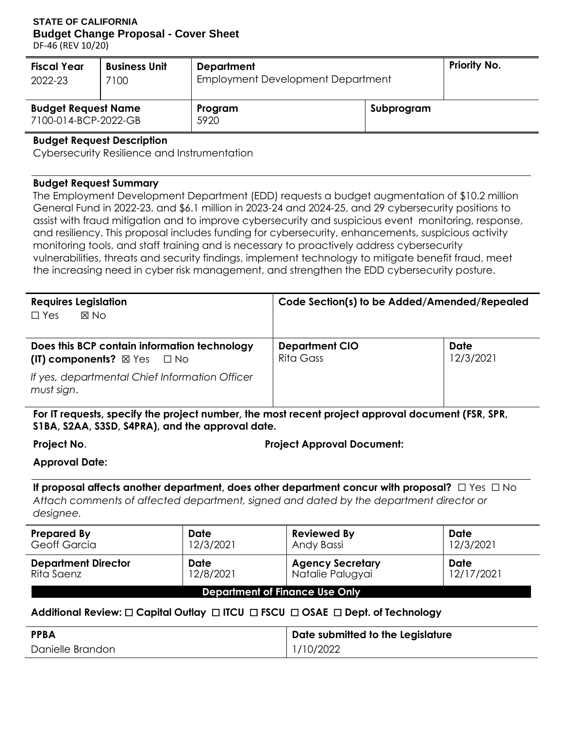**STATE OF CALIFORNIA**
**Budget Change Proposal - Cover Sheet**
DF-46 (REV 10/20)

| Fiscal Year | Business Unit | Department | Priority No. |
|---|---|---|---|
| 2022-23 | 7100 | Employment Development Department | |

| Budget Request Name | Program | Subprogram |
|---|---|---|
| 7100-014-BCP-2022-GB | 5920 | |

**Budget Request Description**
Cybersecurity Resilience and Instrumentation

**Budget Request Summary**
The Employment Development Department (EDD) requests a budget augmentation of $10.2 million General Fund in 2022-23, and $6.1 million in 2023-24 and 2024-25, and 29 cybersecurity positions to assist with fraud mitigation and to improve cybersecurity and suspicious event monitoring, response, and resiliency. This proposal includes funding for cybersecurity, enhancements, suspicious activity monitoring tools, and staff training and is necessary to proactively address cybersecurity vulnerabilities, threats and security findings, implement technology to mitigate benefit fraud, meet the increasing need in cyber risk management, and strengthen the EDD cybersecurity posture.

| Requires Legislation | Code Section(s) to be Added/Amended/Repealed | |
|---|---|---|
| ☐ Yes ☒ No | | |
| **Does this BCP contain information technology (IT) components?** ☒ Yes ☐ No<br>*If yes, departmental Chief Information Officer must sign.* | **Department CIO**<br>Rita Gass | **Date**<br>12/3/2021 |

**For IT requests, specify the project number, the most recent project approval document (FSR, SPR, S1BA, S2AA, S3SD, S4PRA), and the approval date.**

**Project No.** **Project Approval Document:**

**Approval Date:**

**If proposal affects another department, does other department concur with proposal?** ☐ Yes ☐ No
*Attach comments of affected department, signed and dated by the department director or designee.*

| Prepared By | Date | Reviewed By | Date |
|---|---|---|---|
| Geoff Garcia | 12/3/2021 | Andy Bassi | 12/3/2021 |
| **Department Director** | **Date** | **Agency Secretary** | **Date** |
| Rita Saenz | 12/8/2021 | Natalie Palugyai | 12/17/2021 |

**Department of Finance Use Only**

**Additional Review:** ☐ **Capital Outlay** ☐ **ITCU** ☐ **FSCU** ☐ **OSAE** ☐ **Dept. of Technology**

| PPBA | Date submitted to the Legislature |
|---|---|
| Danielle Brandon | 1/10/2022 |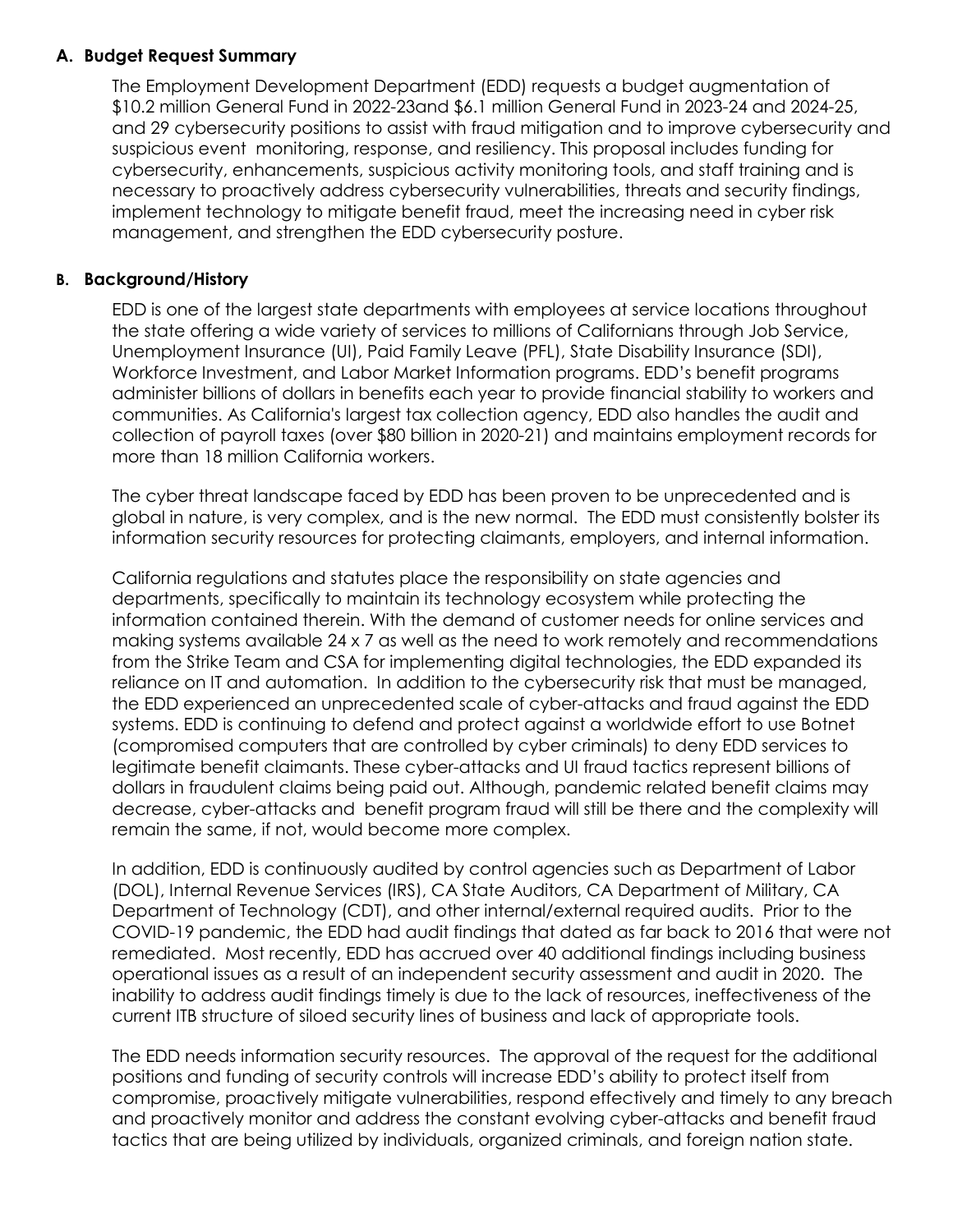## A. Budget Request Summary

The Employment Development Department (EDD) requests a budget augmentation of $10.2 million General Fund in 2022-23and $6.1 million General Fund in 2023-24 and 2024-25, and 29 cybersecurity positions to assist with fraud mitigation and to improve cybersecurity and suspicious event monitoring, response, and resiliency. This proposal includes funding for cybersecurity, enhancements, suspicious activity monitoring tools, and staff training and is necessary to proactively address cybersecurity vulnerabilities, threats and security findings, implement technology to mitigate benefit fraud, meet the increasing need in cyber risk management, and strengthen the EDD cybersecurity posture.

## B. Background/History

EDD is one of the largest state departments with employees at service locations throughout the state offering a wide variety of services to millions of Californians through Job Service, Unemployment Insurance (UI), Paid Family Leave (PFL), State Disability Insurance (SDI), Workforce Investment, and Labor Market Information programs. EDD's benefit programs administer billions of dollars in benefits each year to provide financial stability to workers and communities. As California's largest tax collection agency, EDD also handles the audit and collection of payroll taxes (over $80 billion in 2020-21) and maintains employment records for more than 18 million California workers.

The cyber threat landscape faced by EDD has been proven to be unprecedented and is global in nature, is very complex, and is the new normal. The EDD must consistently bolster its information security resources for protecting claimants, employers, and internal information.

California regulations and statutes place the responsibility on state agencies and departments, specifically to maintain its technology ecosystem while protecting the information contained therein. With the demand of customer needs for online services and making systems available 24 x 7 as well as the need to work remotely and recommendations from the Strike Team and CSA for implementing digital technologies, the EDD expanded its reliance on IT and automation. In addition to the cybersecurity risk that must be managed, the EDD experienced an unprecedented scale of cyber-attacks and fraud against the EDD systems. EDD is continuing to defend and protect against a worldwide effort to use Botnet (compromised computers that are controlled by cyber criminals) to deny EDD services to legitimate benefit claimants. These cyber-attacks and UI fraud tactics represent billions of dollars in fraudulent claims being paid out. Although, pandemic related benefit claims may decrease, cyber-attacks and benefit program fraud will still be there and the complexity will remain the same, if not, would become more complex.

In addition, EDD is continuously audited by control agencies such as Department of Labor (DOL), Internal Revenue Services (IRS), CA State Auditors, CA Department of Military, CA Department of Technology (CDT), and other internal/external required audits. Prior to the COVID-19 pandemic, the EDD had audit findings that dated as far back to 2016 that were not remediated. Most recently, EDD has accrued over 40 additional findings including business operational issues as a result of an independent security assessment and audit in 2020. The inability to address audit findings timely is due to the lack of resources, ineffectiveness of the current ITB structure of siloed security lines of business and lack of appropriate tools.

The EDD needs information security resources. The approval of the request for the additional positions and funding of security controls will increase EDD's ability to protect itself from compromise, proactively mitigate vulnerabilities, respond effectively and timely to any breach and proactively monitor and address the constant evolving cyber-attacks and benefit fraud tactics that are being utilized by individuals, organized criminals, and foreign nation state.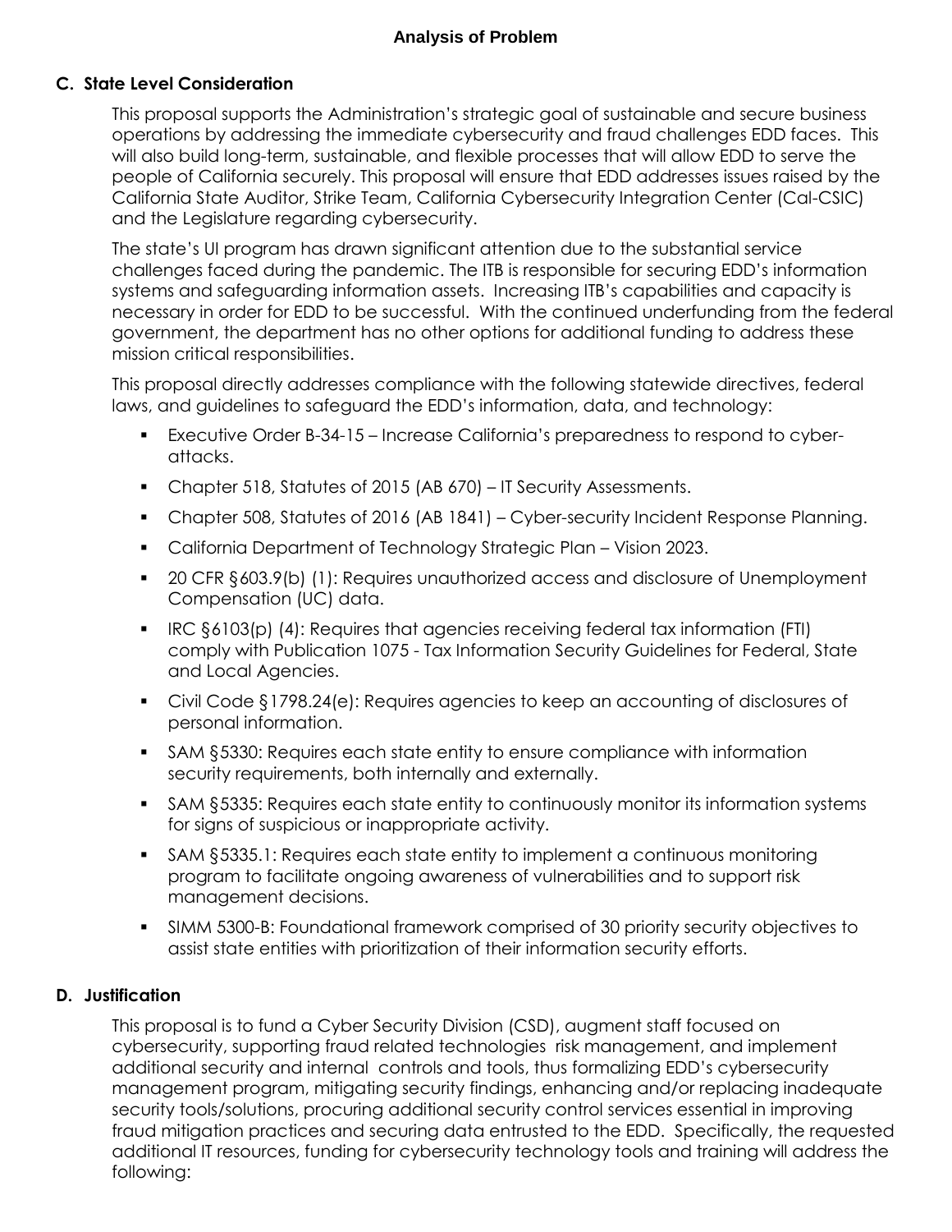## Analysis of Problem

### C. State Level Consideration

This proposal supports the Administration's strategic goal of sustainable and secure business operations by addressing the immediate cybersecurity and fraud challenges EDD faces. This will also build long-term, sustainable, and flexible processes that will allow EDD to serve the people of California securely. This proposal will ensure that EDD addresses issues raised by the California State Auditor, Strike Team, California Cybersecurity Integration Center (Cal-CSIC) and the Legislature regarding cybersecurity.

The state's UI program has drawn significant attention due to the substantial service challenges faced during the pandemic. The ITB is responsible for securing EDD's information systems and safeguarding information assets. Increasing ITB's capabilities and capacity is necessary in order for EDD to be successful. With the continued underfunding from the federal government, the department has no other options for additional funding to address these mission critical responsibilities.

This proposal directly addresses compliance with the following statewide directives, federal laws, and guidelines to safeguard the EDD's information, data, and technology:

- Executive Order B-34-15 – Increase California's preparedness to respond to cyber-attacks.
- Chapter 518, Statutes of 2015 (AB 670) – IT Security Assessments.
- Chapter 508, Statutes of 2016 (AB 1841) – Cyber-security Incident Response Planning.
- California Department of Technology Strategic Plan – Vision 2023.
- 20 CFR §603.9(b) (1): Requires unauthorized access and disclosure of Unemployment Compensation (UC) data.
- IRC §6103(p) (4): Requires that agencies receiving federal tax information (FTI) comply with Publication 1075 - Tax Information Security Guidelines for Federal, State and Local Agencies.
- Civil Code §1798.24(e): Requires agencies to keep an accounting of disclosures of personal information.
- SAM §5330: Requires each state entity to ensure compliance with information security requirements, both internally and externally.
- SAM §5335: Requires each state entity to continuously monitor its information systems for signs of suspicious or inappropriate activity.
- SAM §5335.1: Requires each state entity to implement a continuous monitoring program to facilitate ongoing awareness of vulnerabilities and to support risk management decisions.
- SIMM 5300-B: Foundational framework comprised of 30 priority security objectives to assist state entities with prioritization of their information security efforts.

### D. Justification

This proposal is to fund a Cyber Security Division (CSD), augment staff focused on cybersecurity, supporting fraud related technologies risk management, and implement additional security and internal controls and tools, thus formalizing EDD's cybersecurity management program, mitigating security findings, enhancing and/or replacing inadequate security tools/solutions, procuring additional security control services essential in improving fraud mitigation practices and securing data entrusted to the EDD. Specifically, the requested additional IT resources, funding for cybersecurity technology tools and training will address the following: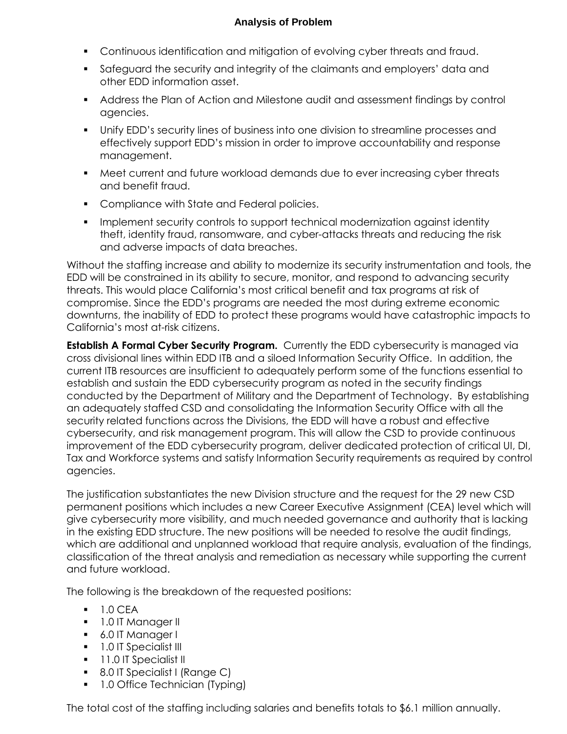**Analysis of Problem**

- Continuous identification and mitigation of evolving cyber threats and fraud.
- Safeguard the security and integrity of the claimants and employers' data and other EDD information asset.
- Address the Plan of Action and Milestone audit and assessment findings by control agencies.
- Unify EDD's security lines of business into one division to streamline processes and effectively support EDD's mission in order to improve accountability and response management.
- Meet current and future workload demands due to ever increasing cyber threats and benefit fraud.
- Compliance with State and Federal policies.
- Implement security controls to support technical modernization against identity theft, identity fraud, ransomware, and cyber-attacks threats and reducing the risk and adverse impacts of data breaches.

Without the staffing increase and ability to modernize its security instrumentation and tools, the EDD will be constrained in its ability to secure, monitor, and respond to advancing security threats. This would place California's most critical benefit and tax programs at risk of compromise. Since the EDD's programs are needed the most during extreme economic downturns, the inability of EDD to protect these programs would have catastrophic impacts to California's most at-risk citizens.

**Establish A Formal Cyber Security Program.** Currently the EDD cybersecurity is managed via cross divisional lines within EDD ITB and a siloed Information Security Office. In addition, the current ITB resources are insufficient to adequately perform some of the functions essential to establish and sustain the EDD cybersecurity program as noted in the security findings conducted by the Department of Military and the Department of Technology. By establishing an adequately staffed CSD and consolidating the Information Security Office with all the security related functions across the Divisions, the EDD will have a robust and effective cybersecurity, and risk management program. This will allow the CSD to provide continuous improvement of the EDD cybersecurity program, deliver dedicated protection of critical UI, DI, Tax and Workforce systems and satisfy Information Security requirements as required by control agencies.

The justification substantiates the new Division structure and the request for the 29 new CSD permanent positions which includes a new Career Executive Assignment (CEA) level which will give cybersecurity more visibility, and much needed governance and authority that is lacking in the existing EDD structure. The new positions will be needed to resolve the audit findings, which are additional and unplanned workload that require analysis, evaluation of the findings, classification of the threat analysis and remediation as necessary while supporting the current and future workload.

The following is the breakdown of the requested positions:

- 1.0 CEA
- 1.0 IT Manager II
- 6.0 IT Manager I
- 1.0 IT Specialist III
- 11.0 IT Specialist II
- 8.0 IT Specialist I (Range C)
- 1.0 Office Technician (Typing)

The total cost of the staffing including salaries and benefits totals to $6.1 million annually.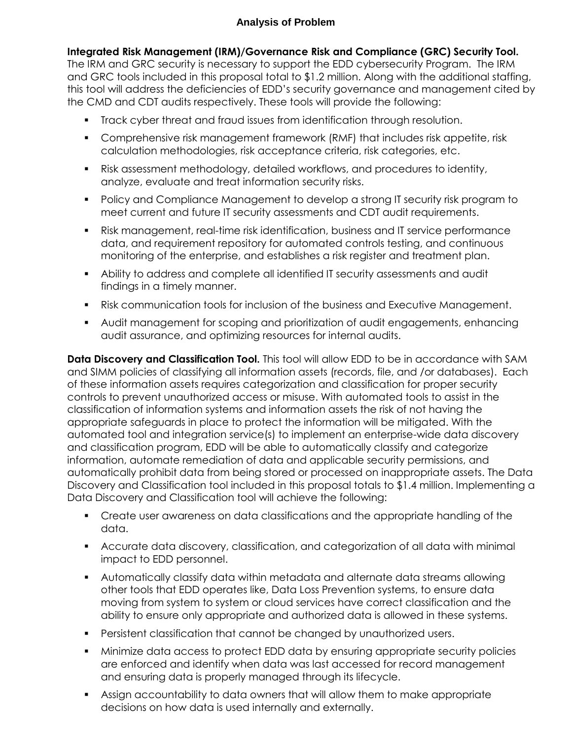## Analysis of Problem

**Integrated Risk Management (IRM)/Governance Risk and Compliance (GRC) Security Tool.** The IRM and GRC security is necessary to support the EDD cybersecurity Program. The IRM and GRC tools included in this proposal total to $1.2 million. Along with the additional staffing, this tool will address the deficiencies of EDD's security governance and management cited by the CMD and CDT audits respectively. These tools will provide the following:

- Track cyber threat and fraud issues from identification through resolution.
- Comprehensive risk management framework (RMF) that includes risk appetite, risk calculation methodologies, risk acceptance criteria, risk categories, etc.
- Risk assessment methodology, detailed workflows, and procedures to identity, analyze, evaluate and treat information security risks.
- Policy and Compliance Management to develop a strong IT security risk program to meet current and future IT security assessments and CDT audit requirements.
- Risk management, real-time risk identification, business and IT service performance data, and requirement repository for automated controls testing, and continuous monitoring of the enterprise, and establishes a risk register and treatment plan.
- Ability to address and complete all identified IT security assessments and audit findings in a timely manner.
- Risk communication tools for inclusion of the business and Executive Management.
- Audit management for scoping and prioritization of audit engagements, enhancing audit assurance, and optimizing resources for internal audits.

**Data Discovery and Classification Tool.** This tool will allow EDD to be in accordance with SAM and SIMM policies of classifying all information assets (records, file, and /or databases). Each of these information assets requires categorization and classification for proper security controls to prevent unauthorized access or misuse. With automated tools to assist in the classification of information systems and information assets the risk of not having the appropriate safeguards in place to protect the information will be mitigated. With the automated tool and integration service(s) to implement an enterprise-wide data discovery and classification program, EDD will be able to automatically classify and categorize information, automate remediation of data and applicable security permissions, and automatically prohibit data from being stored or processed on inappropriate assets. The Data Discovery and Classification tool included in this proposal totals to $1.4 million. Implementing a Data Discovery and Classification tool will achieve the following:

- Create user awareness on data classifications and the appropriate handling of the data.
- Accurate data discovery, classification, and categorization of all data with minimal impact to EDD personnel.
- Automatically classify data within metadata and alternate data streams allowing other tools that EDD operates like, Data Loss Prevention systems, to ensure data moving from system to system or cloud services have correct classification and the ability to ensure only appropriate and authorized data is allowed in these systems.
- Persistent classification that cannot be changed by unauthorized users.
- Minimize data access to protect EDD data by ensuring appropriate security policies are enforced and identify when data was last accessed for record management and ensuring data is properly managed through its lifecycle.
- Assign accountability to data owners that will allow them to make appropriate decisions on how data is used internally and externally.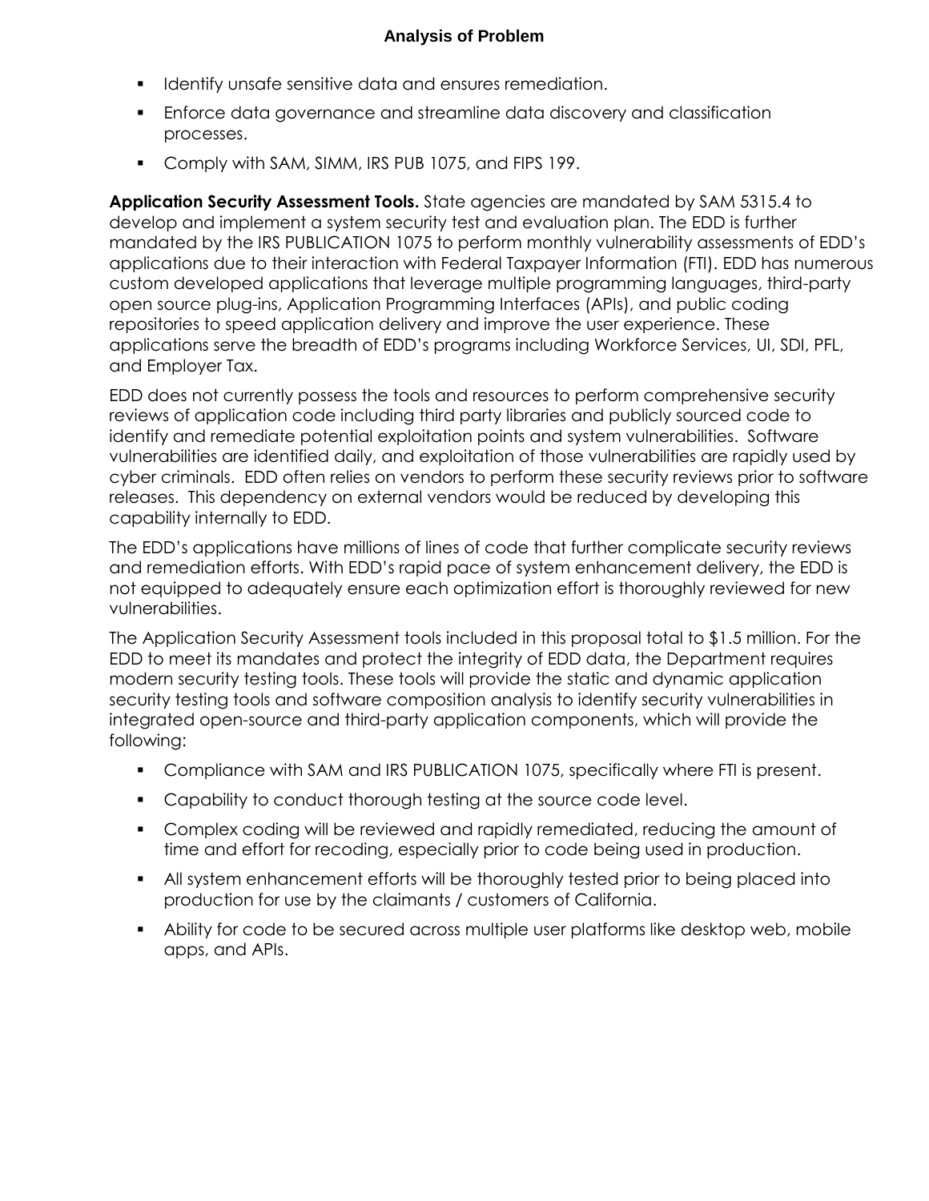- Identify unsafe sensitive data and ensures remediation.
- Enforce data governance and streamline data discovery and classification processes.
- Comply with SAM, SIMM, IRS PUB 1075, and FIPS 199.

**Application Security Assessment Tools.** State agencies are mandated by SAM 5315.4 to develop and implement a system security test and evaluation plan. The EDD is further mandated by the IRS PUBLICATION 1075 to perform monthly vulnerability assessments of EDD's applications due to their interaction with Federal Taxpayer Information (FTI). EDD has numerous custom developed applications that leverage multiple programming languages, third-party open source plug-ins, Application Programming Interfaces (APIs), and public coding repositories to speed application delivery and improve the user experience. These applications serve the breadth of EDD's programs including Workforce Services, UI, SDI, PFL, and Employer Tax.

EDD does not currently possess the tools and resources to perform comprehensive security reviews of application code including third party libraries and publicly sourced code to identify and remediate potential exploitation points and system vulnerabilities. Software vulnerabilities are identified daily, and exploitation of those vulnerabilities are rapidly used by cyber criminals. EDD often relies on vendors to perform these security reviews prior to software releases. This dependency on external vendors would be reduced by developing this capability internally to EDD.

The EDD's applications have millions of lines of code that further complicate security reviews and remediation efforts. With EDD's rapid pace of system enhancement delivery, the EDD is not equipped to adequately ensure each optimization effort is thoroughly reviewed for new vulnerabilities.

The Application Security Assessment tools included in this proposal total to $1.5 million. For the EDD to meet its mandates and protect the integrity of EDD data, the Department requires modern security testing tools. These tools will provide the static and dynamic application security testing tools and software composition analysis to identify security vulnerabilities in integrated open-source and third-party application components, which will provide the following:

- Compliance with SAM and IRS PUBLICATION 1075, specifically where FTI is present.
- Capability to conduct thorough testing at the source code level.
- Complex coding will be reviewed and rapidly remediated, reducing the amount of time and effort for recoding, especially prior to code being used in production.
- All system enhancement efforts will be thoroughly tested prior to being placed into production for use by the claimants / customers of California.
- Ability for code to be secured across multiple user platforms like desktop web, mobile apps, and APIs.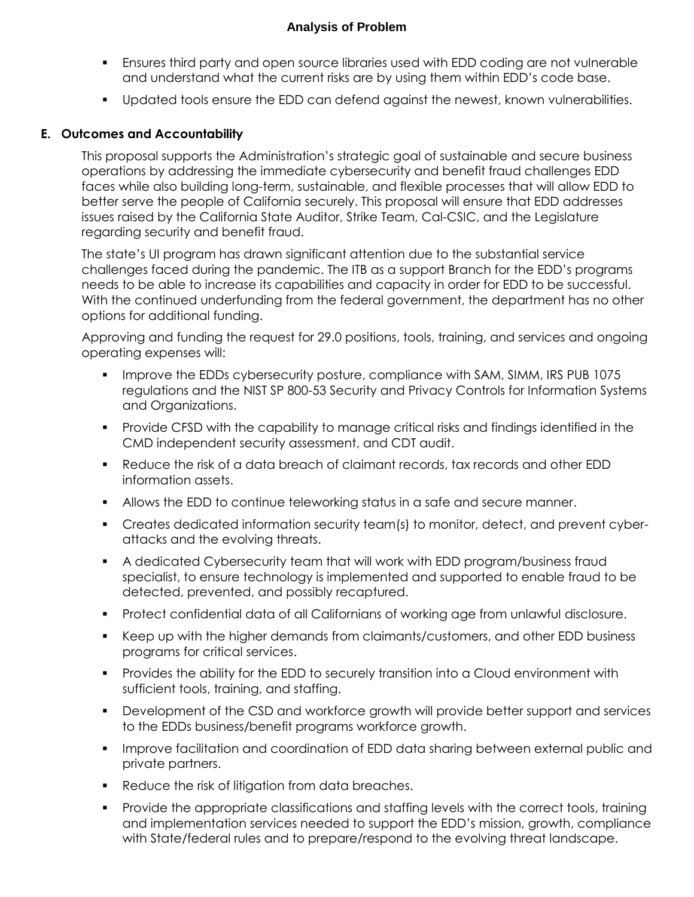- Ensures third party and open source libraries used with EDD coding are not vulnerable and understand what the current risks are by using them within EDD's code base.
- Updated tools ensure the EDD can defend against the newest, known vulnerabilities.

## E. Outcomes and Accountability

This proposal supports the Administration's strategic goal of sustainable and secure business operations by addressing the immediate cybersecurity and benefit fraud challenges EDD faces while also building long-term, sustainable, and flexible processes that will allow EDD to better serve the people of California securely. This proposal will ensure that EDD addresses issues raised by the California State Auditor, Strike Team, Cal-CSIC, and the Legislature regarding security and benefit fraud.

The state's UI program has drawn significant attention due to the substantial service challenges faced during the pandemic. The ITB as a support Branch for the EDD's programs needs to be able to increase its capabilities and capacity in order for EDD to be successful. With the continued underfunding from the federal government, the department has no other options for additional funding.

Approving and funding the request for 29.0 positions, tools, training, and services and ongoing operating expenses will:

- Improve the EDDs cybersecurity posture, compliance with SAM, SIMM, IRS PUB 1075 regulations and the NIST SP 800-53 Security and Privacy Controls for Information Systems and Organizations.
- Provide CFSD with the capability to manage critical risks and findings identified in the CMD independent security assessment, and CDT audit.
- Reduce the risk of a data breach of claimant records, tax records and other EDD information assets.
- Allows the EDD to continue teleworking status in a safe and secure manner.
- Creates dedicated information security team(s) to monitor, detect, and prevent cyber-attacks and the evolving threats.
- A dedicated Cybersecurity team that will work with EDD program/business fraud specialist, to ensure technology is implemented and supported to enable fraud to be detected, prevented, and possibly recaptured.
- Protect confidential data of all Californians of working age from unlawful disclosure.
- Keep up with the higher demands from claimants/customers, and other EDD business programs for critical services.
- Provides the ability for the EDD to securely transition into a Cloud environment with sufficient tools, training, and staffing.
- Development of the CSD and workforce growth will provide better support and services to the EDDs business/benefit programs workforce growth.
- Improve facilitation and coordination of EDD data sharing between external public and private partners.
- Reduce the risk of litigation from data breaches.
- Provide the appropriate classifications and staffing levels with the correct tools, training and implementation services needed to support the EDD's mission, growth, compliance with State/federal rules and to prepare/respond to the evolving threat landscape.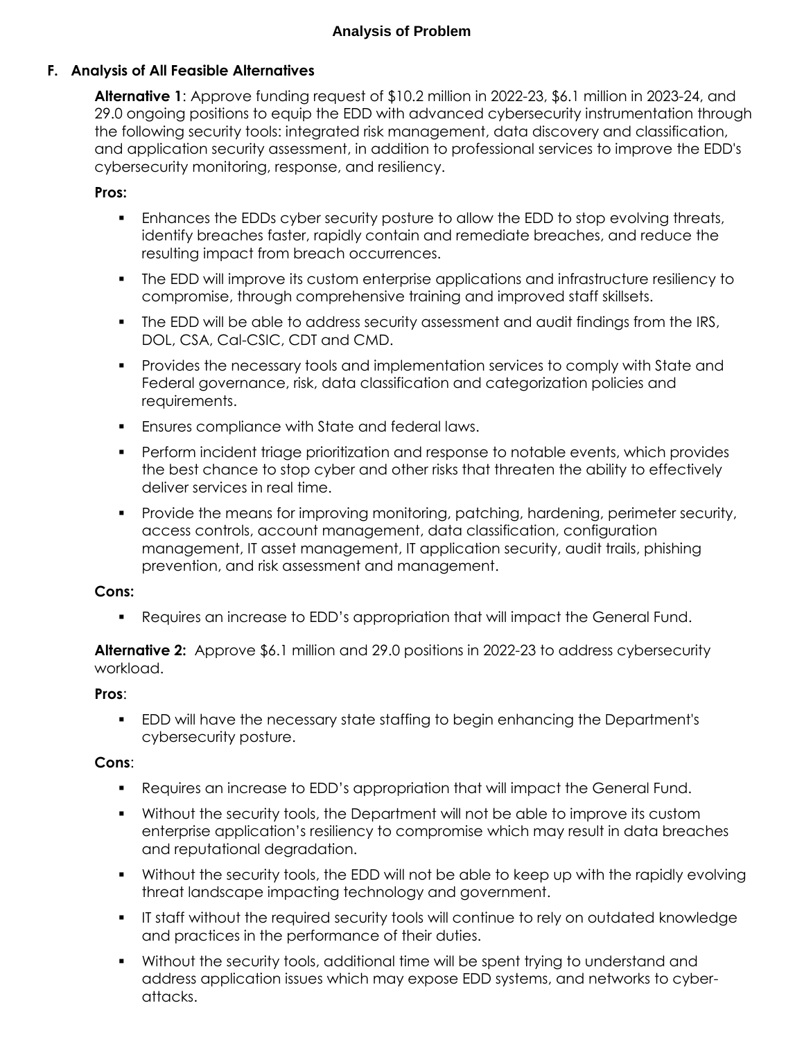## Analysis of Problem

### F. Analysis of All Feasible Alternatives

**Alternative 1**: Approve funding request of $10.2 million in 2022-23, $6.1 million in 2023-24, and 29.0 ongoing positions to equip the EDD with advanced cybersecurity instrumentation through the following security tools: integrated risk management, data discovery and classification, and application security assessment, in addition to professional services to improve the EDD's cybersecurity monitoring, response, and resiliency.

**Pros:**

- Enhances the EDDs cyber security posture to allow the EDD to stop evolving threats, identify breaches faster, rapidly contain and remediate breaches, and reduce the resulting impact from breach occurrences.
- The EDD will improve its custom enterprise applications and infrastructure resiliency to compromise, through comprehensive training and improved staff skillsets.
- The EDD will be able to address security assessment and audit findings from the IRS, DOL, CSA, Cal-CSIC, CDT and CMD.
- Provides the necessary tools and implementation services to comply with State and Federal governance, risk, data classification and categorization policies and requirements.
- Ensures compliance with State and federal laws.
- Perform incident triage prioritization and response to notable events, which provides the best chance to stop cyber and other risks that threaten the ability to effectively deliver services in real time.
- Provide the means for improving monitoring, patching, hardening, perimeter security, access controls, account management, data classification, configuration management, IT asset management, IT application security, audit trails, phishing prevention, and risk assessment and management.

**Cons:**

- Requires an increase to EDD's appropriation that will impact the General Fund.

**Alternative 2:** Approve $6.1 million and 29.0 positions in 2022-23 to address cybersecurity workload.

**Pros**:

- EDD will have the necessary state staffing to begin enhancing the Department's cybersecurity posture.

**Cons**:

- Requires an increase to EDD's appropriation that will impact the General Fund.
- Without the security tools, the Department will not be able to improve its custom enterprise application's resiliency to compromise which may result in data breaches and reputational degradation.
- Without the security tools, the EDD will not be able to keep up with the rapidly evolving threat landscape impacting technology and government.
- IT staff without the required security tools will continue to rely on outdated knowledge and practices in the performance of their duties.
- Without the security tools, additional time will be spent trying to understand and address application issues which may expose EDD systems, and networks to cyber-attacks.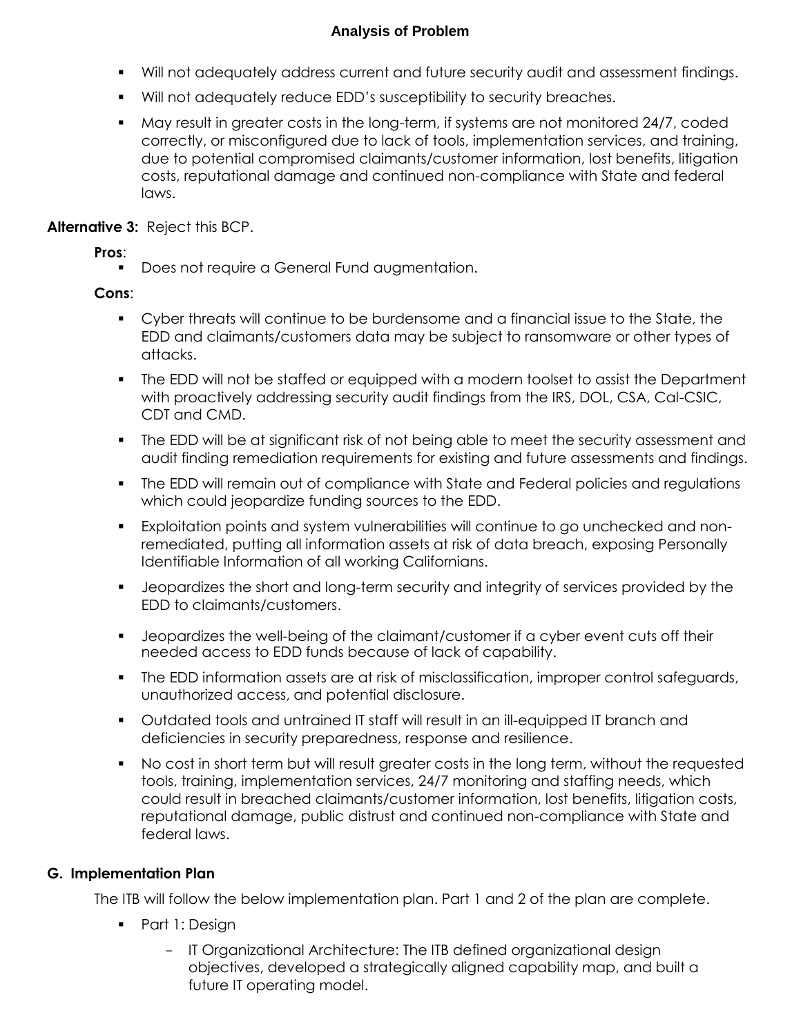- Will not adequately address current and future security audit and assessment findings.
- Will not adequately reduce EDD's susceptibility to security breaches.
- May result in greater costs in the long-term, if systems are not monitored 24/7, coded correctly, or misconfigured due to lack of tools, implementation services, and training, due to potential compromised claimants/customer information, lost benefits, litigation costs, reputational damage and continued non-compliance with State and federal laws.

**Alternative 3:** Reject this BCP.

**Pros**:

- Does not require a General Fund augmentation.

**Cons**:

- Cyber threats will continue to be burdensome and a financial issue to the State, the EDD and claimants/customers data may be subject to ransomware or other types of attacks.
- The EDD will not be staffed or equipped with a modern toolset to assist the Department with proactively addressing security audit findings from the IRS, DOL, CSA, Cal-CSIC, CDT and CMD.
- The EDD will be at significant risk of not being able to meet the security assessment and audit finding remediation requirements for existing and future assessments and findings.
- The EDD will remain out of compliance with State and Federal policies and regulations which could jeopardize funding sources to the EDD.
- Exploitation points and system vulnerabilities will continue to go unchecked and non-remediated, putting all information assets at risk of data breach, exposing Personally Identifiable Information of all working Californians.
- Jeopardizes the short and long-term security and integrity of services provided by the EDD to claimants/customers.
- Jeopardizes the well-being of the claimant/customer if a cyber event cuts off their needed access to EDD funds because of lack of capability.
- The EDD information assets are at risk of misclassification, improper control safeguards, unauthorized access, and potential disclosure.
- Outdated tools and untrained IT staff will result in an ill-equipped IT branch and deficiencies in security preparedness, response and resilience.
- No cost in short term but will result greater costs in the long term, without the requested tools, training, implementation services, 24/7 monitoring and staffing needs, which could result in breached claimants/customer information, lost benefits, litigation costs, reputational damage, public distrust and continued non-compliance with State and federal laws.

### G. Implementation Plan

The ITB will follow the below implementation plan. Part 1 and 2 of the plan are complete.

- Part 1: Design
  - IT Organizational Architecture: The ITB defined organizational design objectives, developed a strategically aligned capability map, and built a future IT operating model.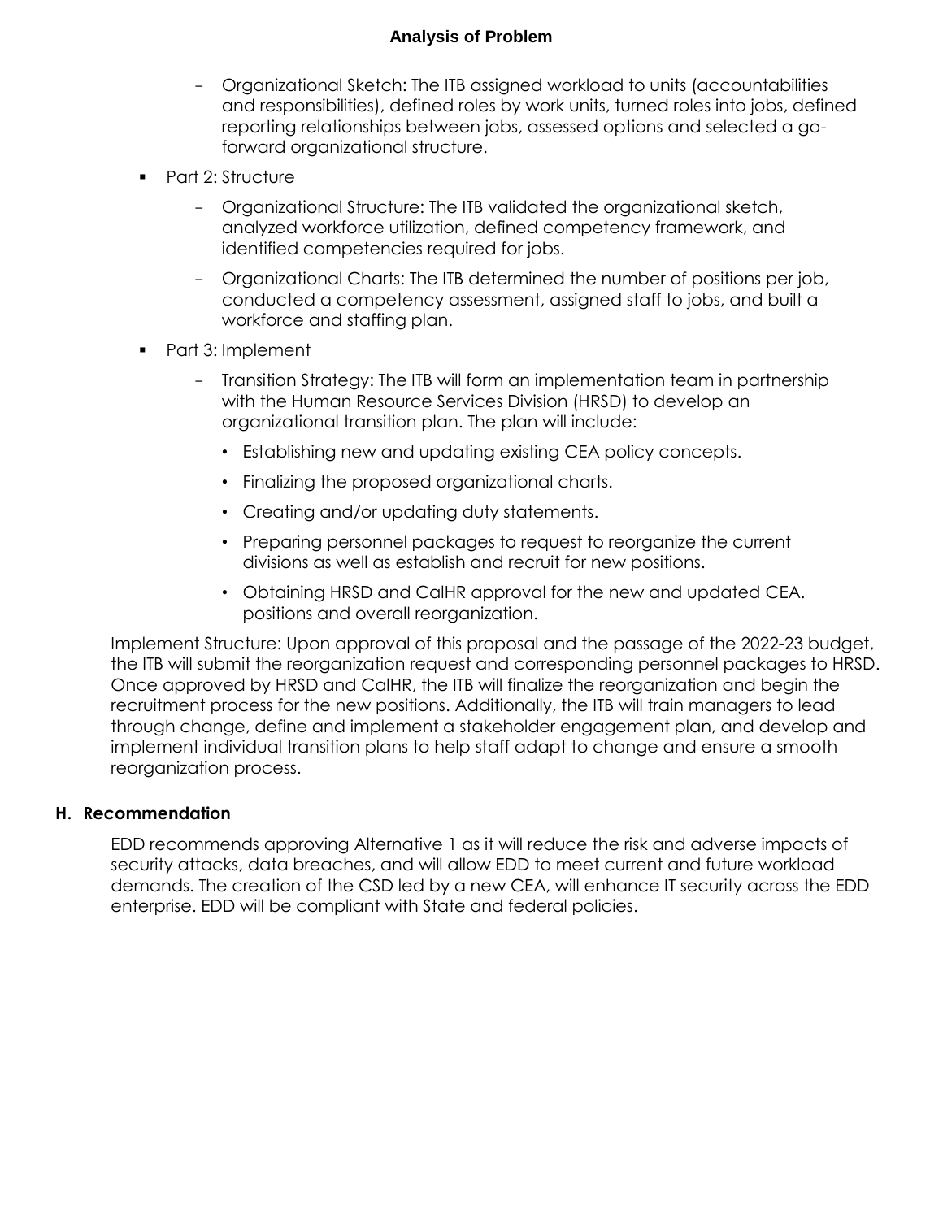**Analysis of Problem**

   - Organizational Sketch: The ITB assigned workload to units (accountabilities and responsibilities), defined roles by work units, turned roles into jobs, defined reporting relationships between jobs, assessed options and selected a go-forward organizational structure.

- Part 2: Structure
   - Organizational Structure: The ITB validated the organizational sketch, analyzed workforce utilization, defined competency framework, and identified competencies required for jobs.
   - Organizational Charts: The ITB determined the number of positions per job, conducted a competency assessment, assigned staff to jobs, and built a workforce and staffing plan.
- Part 3: Implement
   - Transition Strategy: The ITB will form an implementation team in partnership with the Human Resource Services Division (HRSD) to develop an organizational transition plan. The plan will include:
      - Establishing new and updating existing CEA policy concepts.
      - Finalizing the proposed organizational charts.
      - Creating and/or updating duty statements.
      - Preparing personnel packages to request to reorganize the current divisions as well as establish and recruit for new positions.
      - Obtaining HRSD and CalHR approval for the new and updated CEA. positions and overall reorganization.

Implement Structure: Upon approval of this proposal and the passage of the 2022-23 budget, the ITB will submit the reorganization request and corresponding personnel packages to HRSD. Once approved by HRSD and CalHR, the ITB will finalize the reorganization and begin the recruitment process for the new positions. Additionally, the ITB will train managers to lead through change, define and implement a stakeholder engagement plan, and develop and implement individual transition plans to help staff adapt to change and ensure a smooth reorganization process.

## H. Recommendation

EDD recommends approving Alternative 1 as it will reduce the risk and adverse impacts of security attacks, data breaches, and will allow EDD to meet current and future workload demands. The creation of the CSD led by a new CEA, will enhance IT security across the EDD enterprise. EDD will be compliant with State and federal policies.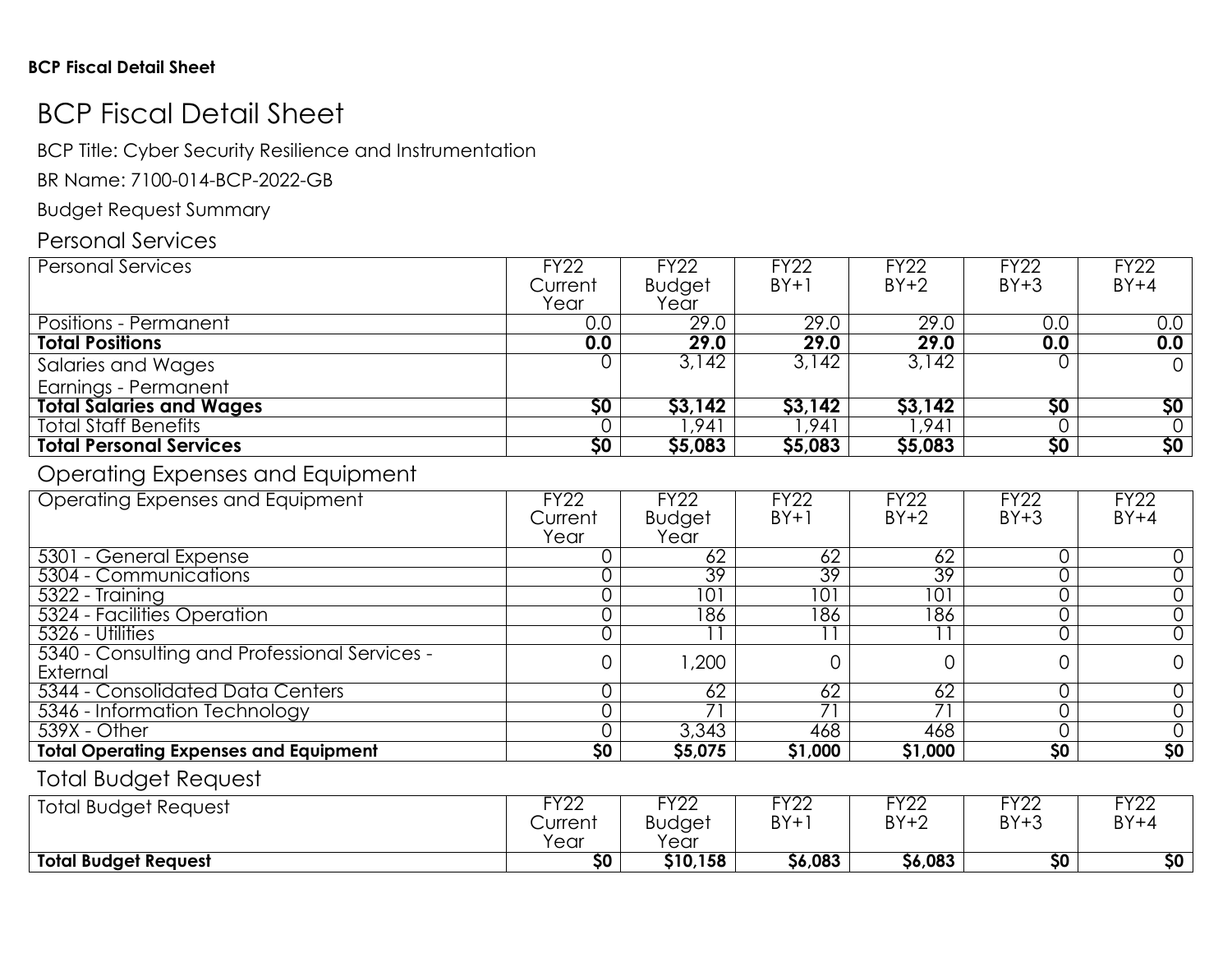**BCP Fiscal Detail Sheet**

# BCP Fiscal Detail Sheet

BCP Title: Cyber Security Resilience and Instrumentation

BR Name: 7100-014-BCP-2022-GB

Budget Request Summary

## Personal Services

| Personal Services | FY22 Current Year | FY22 Budget Year | FY22 BY+1 | FY22 BY+2 | FY22 BY+3 | FY22 BY+4 |
|---|---|---|---|---|---|---|
| Positions - Permanent | 0.0 | 29.0 | 29.0 | 29.0 | 0.0 | 0.0 |
| **Total Positions** | **0.0** | **29.0** | **29.0** | **29.0** | **0.0** | **0.0** |
| Salaries and Wages Earnings - Permanent | 0 | 3,142 | 3,142 | 3,142 | 0 | 0 |
| **Total Salaries and Wages** | **$0** | **$3,142** | **$3,142** | **$3,142** | **$0** | **$0** |
| Total Staff Benefits | 0 | 1,941 | 1,941 | 1,941 | 0 | 0 |
| **Total Personal Services** | **$0** | **$5,083** | **$5,083** | **$5,083** | **$0** | **$0** |

## Operating Expenses and Equipment

| Operating Expenses and Equipment | FY22 Current Year | FY22 Budget Year | FY22 BY+1 | FY22 BY+2 | FY22 BY+3 | FY22 BY+4 |
|---|---|---|---|---|---|---|
| 5301 - General Expense | 0 | 62 | 62 | 62 | 0 | 0 |
| 5304 - Communications | 0 | 39 | 39 | 39 | 0 | 0 |
| 5322 - Training | 0 | 101 | 101 | 101 | 0 | 0 |
| 5324 - Facilities Operation | 0 | 186 | 186 | 186 | 0 | 0 |
| 5326 - Utilities | 0 | 11 | 11 | 11 | 0 | 0 |
| 5340 - Consulting and Professional Services - External | 0 | 1,200 | 0 | 0 | 0 | 0 |
| 5344 - Consolidated Data Centers | 0 | 62 | 62 | 62 | 0 | 0 |
| 5346 - Information Technology | 0 | 71 | 71 | 71 | 0 | 0 |
| 539X - Other | 0 | 3,343 | 468 | 468 | 0 | 0 |
| **Total Operating Expenses and Equipment** | **$0** | **$5,075** | **$1,000** | **$1,000** | **$0** | **$0** |

## Total Budget Request

| Total Budget Request | FY22 Current Year | FY22 Budget Year | FY22 BY+1 | FY22 BY+2 | FY22 BY+3 | FY22 BY+4 |
|---|---|---|---|---|---|---|
| **Total Budget Request** | **$0** | **$10,158** | **$6,083** | **$6,083** | **$0** | **$0** |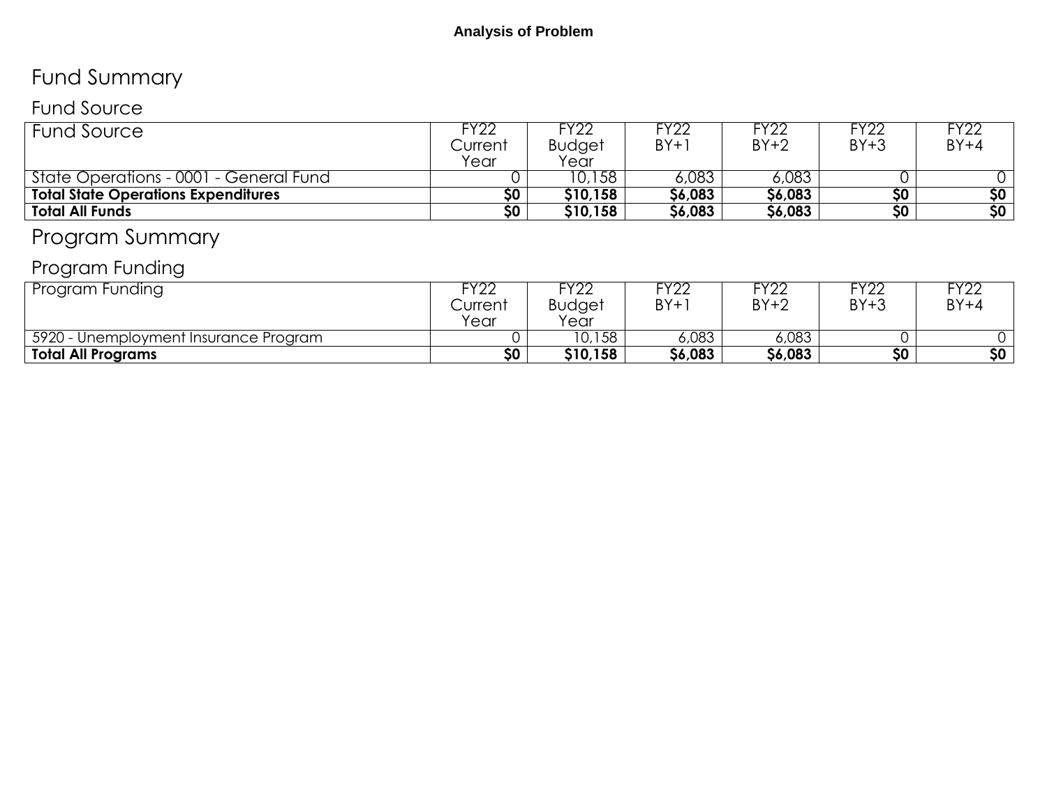**Analysis of Problem**

## Fund Summary

### Fund Source

| Fund Source | FY22 Current Year | FY22 Budget Year | FY22 BY+1 | FY22 BY+2 | FY22 BY+3 | FY22 BY+4 |
|---|---|---|---|---|---|---|
| State Operations - 0001 - General Fund | 0 | 10,158 | 6,083 | 6,083 | 0 | 0 |
| **Total State Operations Expenditures** | **$0** | **$10,158** | **$6,083** | **$6,083** | **$0** | **$0** |
| **Total All Funds** | **$0** | **$10,158** | **$6,083** | **$6,083** | **$0** | **$0** |

## Program Summary

### Program Funding

| Program Funding | FY22 Current Year | FY22 Budget Year | FY22 BY+1 | FY22 BY+2 | FY22 BY+3 | FY22 BY+4 |
|---|---|---|---|---|---|---|
| 5920 - Unemployment Insurance Program | 0 | 10,158 | 6,083 | 6,083 | 0 | 0 |
| **Total All Programs** | **$0** | **$10,158** | **$6,083** | **$6,083** | **$0** | **$0** |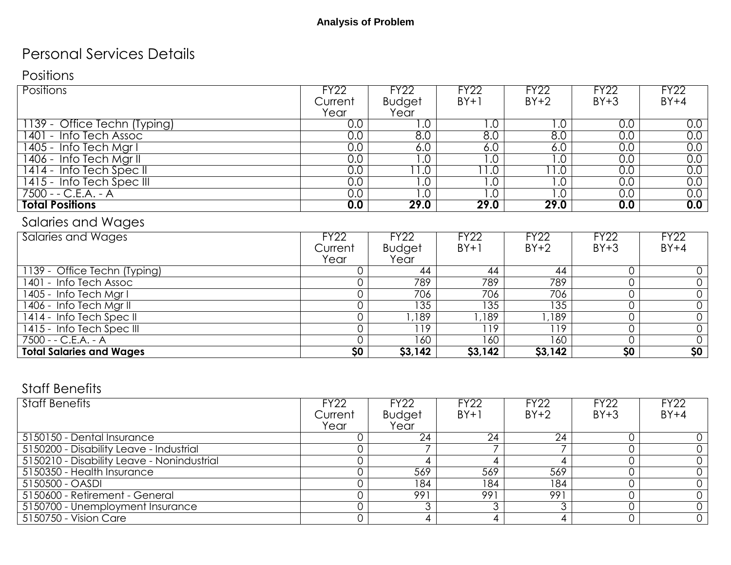**Analysis of Problem**

# Personal Services Details

## Positions

| Positions | FY22 Current Year | FY22 Budget Year | FY22 BY+1 | FY22 BY+2 | FY22 BY+3 | FY22 BY+4 |
|---|---|---|---|---|---|---|
| 1139 - Office Techn (Typing) | 0.0 | 1.0 | 1.0 | 1.0 | 0.0 | 0.0 |
| 1401 - Info Tech Assoc | 0.0 | 8.0 | 8.0 | 8.0 | 0.0 | 0.0 |
| 1405 - Info Tech Mgr I | 0.0 | 6.0 | 6.0 | 6.0 | 0.0 | 0.0 |
| 1406 - Info Tech Mgr II | 0.0 | 1.0 | 1.0 | 1.0 | 0.0 | 0.0 |
| 1414 - Info Tech Spec II | 0.0 | 11.0 | 11.0 | 11.0 | 0.0 | 0.0 |
| 1415 - Info Tech Spec III | 0.0 | 1.0 | 1.0 | 1.0 | 0.0 | 0.0 |
| 7500 - - C.E.A. - A | 0.0 | 1.0 | 1.0 | 1.0 | 0.0 | 0.0 |
| **Total Positions** | **0.0** | **29.0** | **29.0** | **29.0** | **0.0** | **0.0** |

## Salaries and Wages

| Salaries and Wages | FY22 Current Year | FY22 Budget Year | FY22 BY+1 | FY22 BY+2 | FY22 BY+3 | FY22 BY+4 |
|---|---|---|---|---|---|---|
| 1139 - Office Techn (Typing) | 0 | 44 | 44 | 44 | 0 | 0 |
| 1401 - Info Tech Assoc | 0 | 789 | 789 | 789 | 0 | 0 |
| 1405 - Info Tech Mgr I | 0 | 706 | 706 | 706 | 0 | 0 |
| 1406 - Info Tech Mgr II | 0 | 135 | 135 | 135 | 0 | 0 |
| 1414 - Info Tech Spec II | 0 | 1,189 | 1,189 | 1,189 | 0 | 0 |
| 1415 - Info Tech Spec III | 0 | 119 | 119 | 119 | 0 | 0 |
| 7500 - - C.E.A. - A | 0 | 160 | 160 | 160 | 0 | 0 |
| **Total Salaries and Wages** | **$0** | **$3,142** | **$3,142** | **$3,142** | **$0** | **$0** |

## Staff Benefits

| Staff Benefits | FY22 Current Year | FY22 Budget Year | FY22 BY+1 | FY22 BY+2 | FY22 BY+3 | FY22 BY+4 |
|---|---|---|---|---|---|---|
| 5150150 - Dental Insurance | 0 | 24 | 24 | 24 | 0 | 0 |
| 5150200 - Disability Leave - Industrial | 0 | 7 | 7 | 7 | 0 | 0 |
| 5150210 - Disability Leave - Nonindustrial | 0 | 4 | 4 | 4 | 0 | 0 |
| 5150350 - Health Insurance | 0 | 569 | 569 | 569 | 0 | 0 |
| 5150500 - OASDI | 0 | 184 | 184 | 184 | 0 | 0 |
| 5150600 - Retirement - General | 0 | 991 | 991 | 991 | 0 | 0 |
| 5150700 - Unemployment Insurance | 0 | 3 | 3 | 3 | 0 | 0 |
| 5150750 - Vision Care | 0 | 4 | 4 | 4 | 0 | 0 |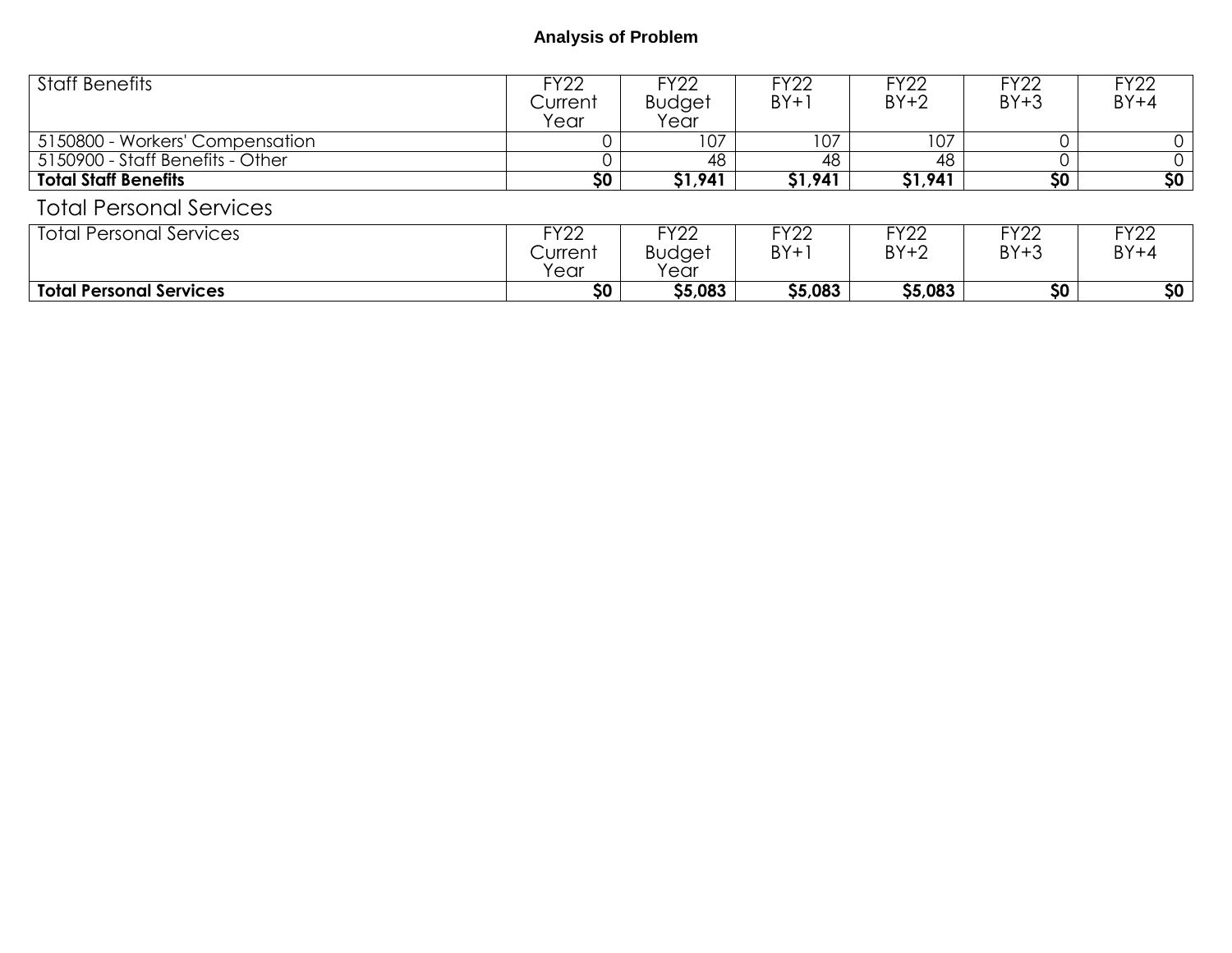## Analysis of Problem

| Staff Benefits | FY22 Current Year | FY22 Budget Year | FY22 BY+1 | FY22 BY+2 | FY22 BY+3 | FY22 BY+4 |
|---|---|---|---|---|---|---|
| 5150800 - Workers' Compensation | 0 | 107 | 107 | 107 | 0 | 0 |
| 5150900 - Staff Benefits - Other | 0 | 48 | 48 | 48 | 0 | 0 |
| **Total Staff Benefits** | **$0** | **$1,941** | **$1,941** | **$1,941** | **$0** | **$0** |

### Total Personal Services

| Total Personal Services | FY22 Current Year | FY22 Budget Year | FY22 BY+1 | FY22 BY+2 | FY22 BY+3 | FY22 BY+4 |
|---|---|---|---|---|---|---|
| **Total Personal Services** | **$0** | **$5,083** | **$5,083** | **$5,083** | **$0** | **$0** |